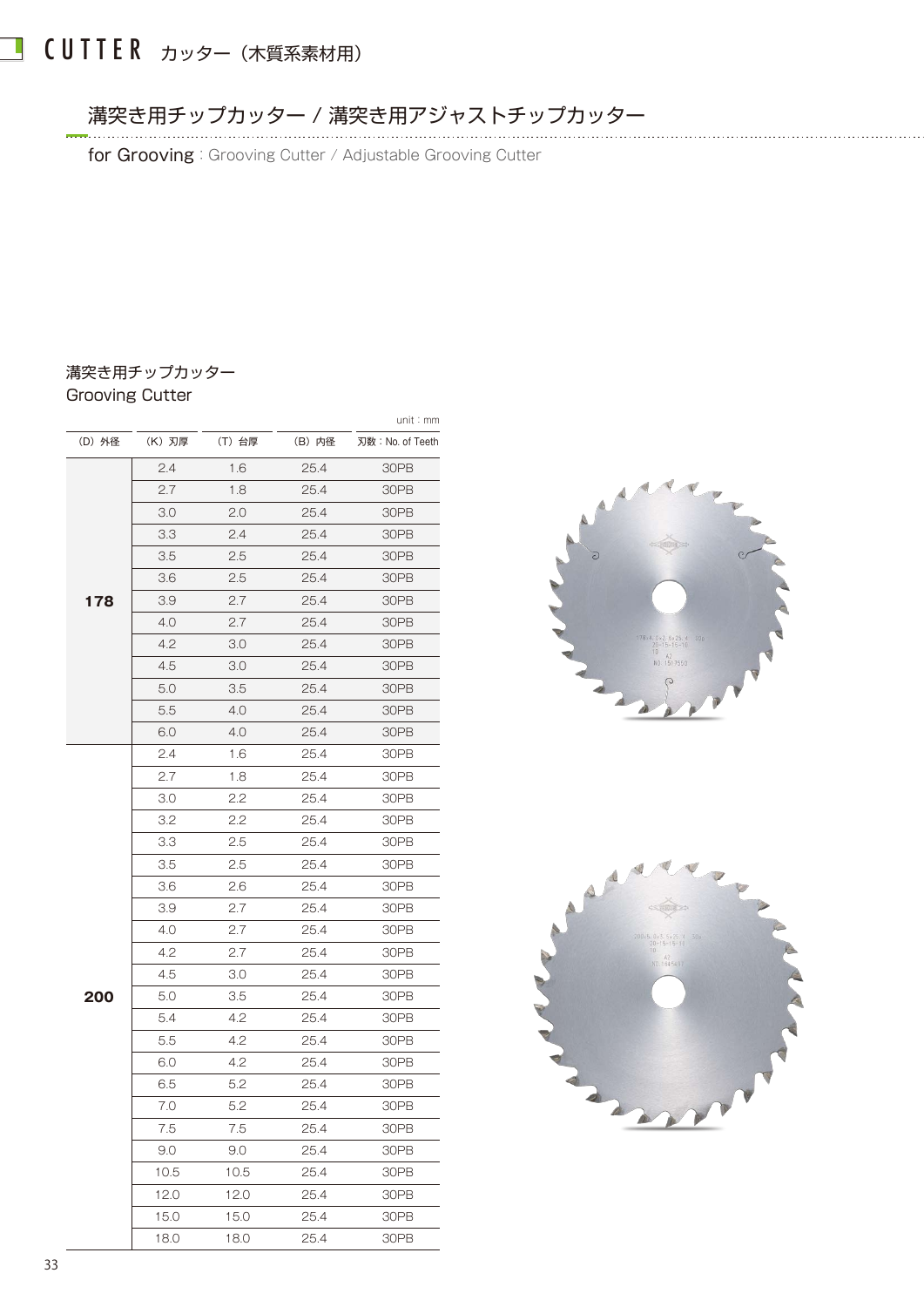# CUTTER カッター（木質系素材用）

## 溝突き用チップカッター / 溝突き用アジャストチップカッター

for Grooving : Grooving Cutter / Adjustable Grooving Cutter

### 溝突き用チップカッター
Grooving Cutter

unit : mm

| (D) 外径 | (K) 刃厚 | (T) 台厚 | (B) 内径 | 刃数 : No. of Teeth |
|---|---|---|---|---|
| **178** | 2.4 | 1.6 | 25.4 | 30PB |
| | 2.7 | 1.8 | 25.4 | 30PB |
| | 3.0 | 2.0 | 25.4 | 30PB |
| | 3.3 | 2.4 | 25.4 | 30PB |
| | 3.5 | 2.5 | 25.4 | 30PB |
| | 3.6 | 2.5 | 25.4 | 30PB |
| | 3.9 | 2.7 | 25.4 | 30PB |
| | 4.0 | 2.7 | 25.4 | 30PB |
| | 4.2 | 3.0 | 25.4 | 30PB |
| | 4.5 | 3.0 | 25.4 | 30PB |
| | 5.0 | 3.5 | 25.4 | 30PB |
| | 5.5 | 4.0 | 25.4 | 30PB |
| | 6.0 | 4.0 | 25.4 | 30PB |
| **200** | 2.4 | 1.6 | 25.4 | 30PB |
| | 2.7 | 1.8 | 25.4 | 30PB |
| | 3.0 | 2.2 | 25.4 | 30PB |
| | 3.2 | 2.2 | 25.4 | 30PB |
| | 3.3 | 2.5 | 25.4 | 30PB |
| | 3.5 | 2.5 | 25.4 | 30PB |
| | 3.6 | 2.6 | 25.4 | 30PB |
| | 3.9 | 2.7 | 25.4 | 30PB |
| | 4.0 | 2.7 | 25.4 | 30PB |
| | 4.2 | 2.7 | 25.4 | 30PB |
| | 4.5 | 3.0 | 25.4 | 30PB |
| | 5.0 | 3.5 | 25.4 | 30PB |
| | 5.4 | 4.2 | 25.4 | 30PB |
| | 5.5 | 4.2 | 25.4 | 30PB |
| | 6.0 | 4.2 | 25.4 | 30PB |
| | 6.5 | 5.2 | 25.4 | 30PB |
| | 7.0 | 5.2 | 25.4 | 30PB |
| | 7.5 | 7.5 | 25.4 | 30PB |
| | 9.0 | 9.0 | 25.4 | 30PB |
| | 10.5 | 10.5 | 25.4 | 30PB |
| | 12.0 | 12.0 | 25.4 | 30PB |
| | 15.0 | 15.0 | 25.4 | 30PB |
| | 18.0 | 18.0 | 25.4 | 30PB |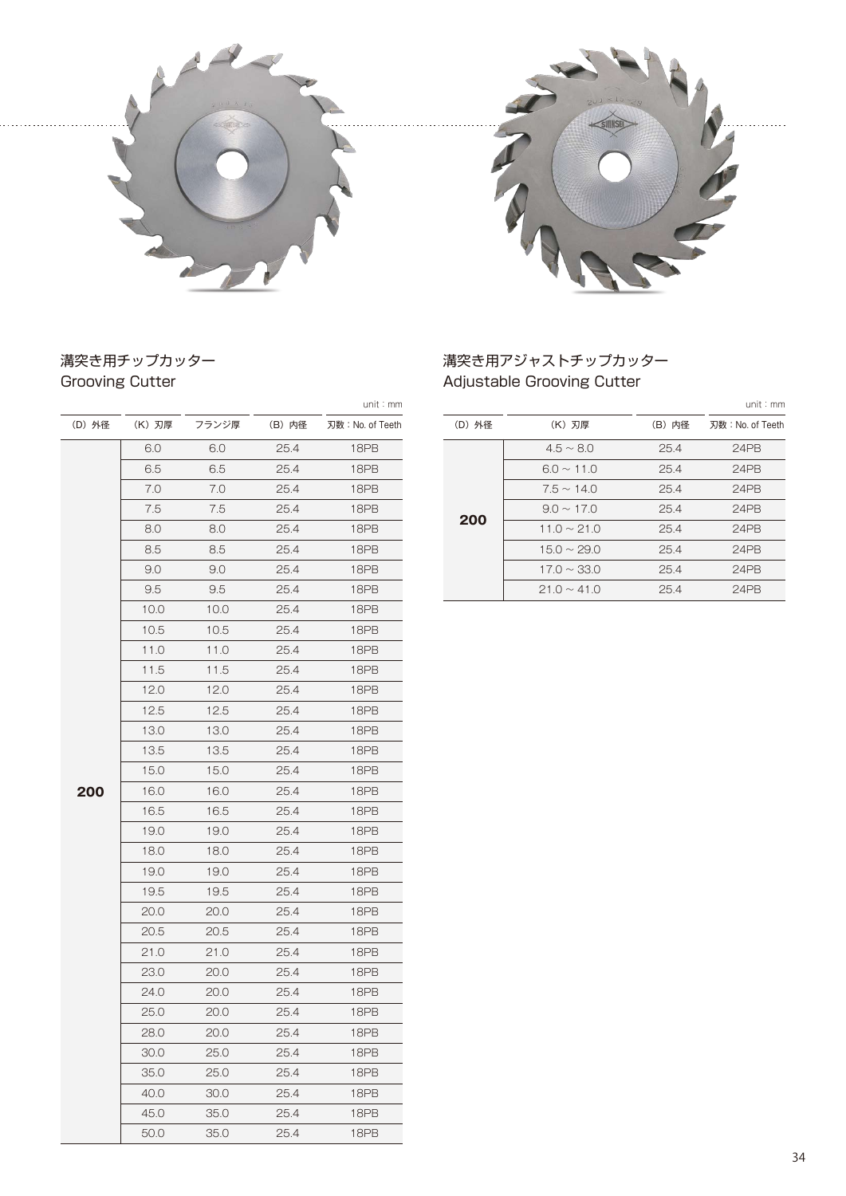## 溝突き用チップカッター
## Grooving Cutter

unit：mm

| (D) 外径 | (K) 刃厚 | フランジ厚 | (B) 内径 | 刃数：No. of Teeth |
|---|---|---|---|---|
| 200 | 6.0 | 6.0 | 25.4 | 18PB |
| | 6.5 | 6.5 | 25.4 | 18PB |
| | 7.0 | 7.0 | 25.4 | 18PB |
| | 7.5 | 7.5 | 25.4 | 18PB |
| | 8.0 | 8.0 | 25.4 | 18PB |
| | 8.5 | 8.5 | 25.4 | 18PB |
| | 9.0 | 9.0 | 25.4 | 18PB |
| | 9.5 | 9.5 | 25.4 | 18PB |
| | 10.0 | 10.0 | 25.4 | 18PB |
| | 10.5 | 10.5 | 25.4 | 18PB |
| | 11.0 | 11.0 | 25.4 | 18PB |
| | 11.5 | 11.5 | 25.4 | 18PB |
| | 12.0 | 12.0 | 25.4 | 18PB |
| | 12.5 | 12.5 | 25.4 | 18PB |
| | 13.0 | 13.0 | 25.4 | 18PB |
| | 13.5 | 13.5 | 25.4 | 18PB |
| | 15.0 | 15.0 | 25.4 | 18PB |
| | 16.0 | 16.0 | 25.4 | 18PB |
| | 16.5 | 16.5 | 25.4 | 18PB |
| | 19.0 | 19.0 | 25.4 | 18PB |
| | 18.0 | 18.0 | 25.4 | 18PB |
| | 19.0 | 19.0 | 25.4 | 18PB |
| | 19.5 | 19.5 | 25.4 | 18PB |
| | 20.0 | 20.0 | 25.4 | 18PB |
| | 20.5 | 20.5 | 25.4 | 18PB |
| | 21.0 | 21.0 | 25.4 | 18PB |
| | 23.0 | 20.0 | 25.4 | 18PB |
| | 24.0 | 20.0 | 25.4 | 18PB |
| | 25.0 | 20.0 | 25.4 | 18PB |
| | 28.0 | 20.0 | 25.4 | 18PB |
| | 30.0 | 25.0 | 25.4 | 18PB |
| | 35.0 | 25.0 | 25.4 | 18PB |
| | 40.0 | 30.0 | 25.4 | 18PB |
| | 45.0 | 35.0 | 25.4 | 18PB |
| | 50.0 | 35.0 | 25.4 | 18PB |

## 溝突き用アジャストチップカッター
## Adjustable Grooving Cutter

unit：mm

| (D) 外径 | (K) 刃厚 | (B) 内径 | 刃数：No. of Teeth |
|---|---|---|---|
| 200 | 4.5 ~ 8.0 | 25.4 | 24PB |
| | 6.0 ~ 11.0 | 25.4 | 24PB |
| | 7.5 ~ 14.0 | 25.4 | 24PB |
| | 9.0 ~ 17.0 | 25.4 | 24PB |
| | 11.0 ~ 21.0 | 25.4 | 24PB |
| | 15.0 ~ 29.0 | 25.4 | 24PB |
| | 17.0 ~ 33.0 | 25.4 | 24PB |
| | 21.0 ~ 41.0 | 25.4 | 24PB |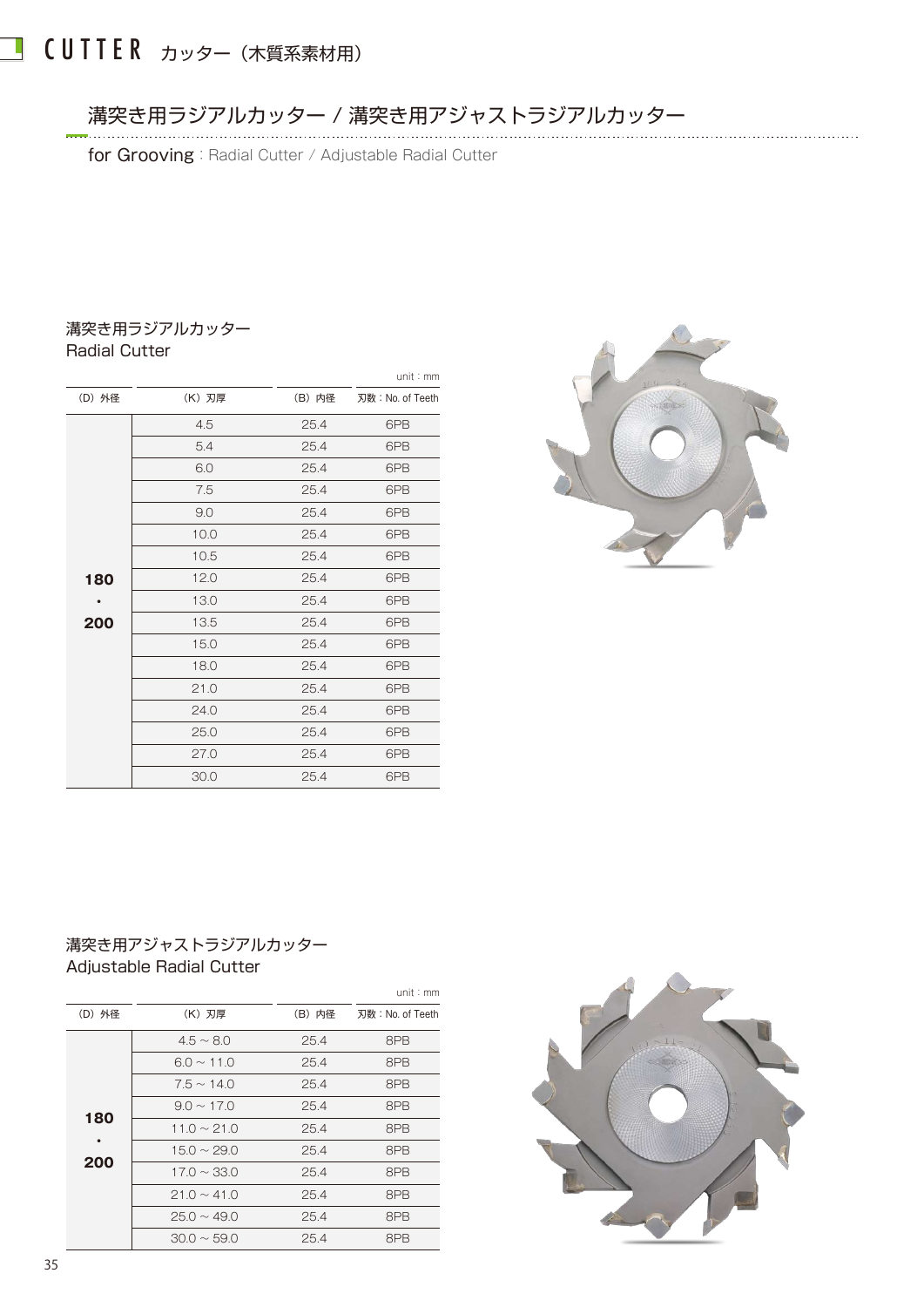# CUTTER カッター（木質系素材用）

## 溝突き用ラジアルカッター / 溝突き用アジャストラジアルカッター

for Grooving : Radial Cutter / Adjustable Radial Cutter

### 溝突き用ラジアルカッター
Radial Cutter

unit : mm

| (D) 外径 | (K) 刃厚 | (B) 内径 | 刃数 : No. of Teeth |
|---|---|---|---|
| **180・200** | 4.5 | 25.4 | 6PB |
| | 5.4 | 25.4 | 6PB |
| | 6.0 | 25.4 | 6PB |
| | 7.5 | 25.4 | 6PB |
| | 9.0 | 25.4 | 6PB |
| | 10.0 | 25.4 | 6PB |
| | 10.5 | 25.4 | 6PB |
| | 12.0 | 25.4 | 6PB |
| | 13.0 | 25.4 | 6PB |
| | 13.5 | 25.4 | 6PB |
| | 15.0 | 25.4 | 6PB |
| | 18.0 | 25.4 | 6PB |
| | 21.0 | 25.4 | 6PB |
| | 24.0 | 25.4 | 6PB |
| | 25.0 | 25.4 | 6PB |
| | 27.0 | 25.4 | 6PB |
| | 30.0 | 25.4 | 6PB |

### 溝突き用アジャストラジアルカッター
Adjustable Radial Cutter

unit : mm

| (D) 外径 | (K) 刃厚 | (B) 内径 | 刃数 : No. of Teeth |
|---|---|---|---|
| **180・200** | 4.5 ~ 8.0 | 25.4 | 8PB |
| | 6.0 ~ 11.0 | 25.4 | 8PB |
| | 7.5 ~ 14.0 | 25.4 | 8PB |
| | 9.0 ~ 17.0 | 25.4 | 8PB |
| | 11.0 ~ 21.0 | 25.4 | 8PB |
| | 15.0 ~ 29.0 | 25.4 | 8PB |
| | 17.0 ~ 33.0 | 25.4 | 8PB |
| | 21.0 ~ 41.0 | 25.4 | 8PB |
| | 25.0 ~ 49.0 | 25.4 | 8PB |
| | 30.0 ~ 59.0 | 25.4 | 8PB |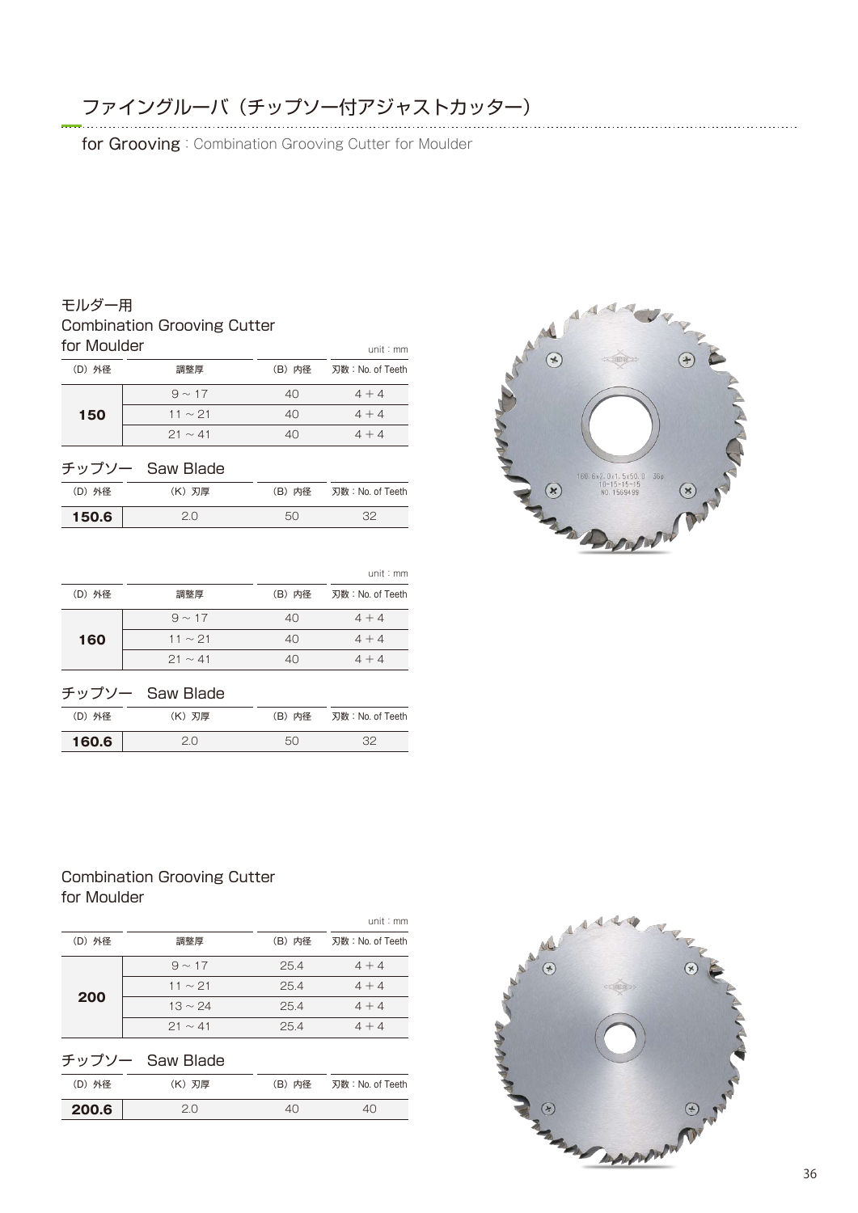# ファイングルーバ（チップソー付アジャストカッター）

for Grooving : Combination Grooving Cutter for Moulder

## モルダー用 Combination Grooving Cutter for Moulder

unit : mm

| (D) 外径 | 調整厚 | (B) 内径 | 刃数：No. of Teeth |
|---|---|---|---|
| **150** | 9 ～ 17 | 40 | 4 ＋ 4 |
| | 11 ～ 21 | 40 | 4 ＋ 4 |
| | 21 ～ 41 | 40 | 4 ＋ 4 |

### チップソー　Saw Blade

| (D) 外径 | (K) 刃厚 | (B) 内径 | 刃数：No. of Teeth |
|---|---|---|---|
| **150.6** | 2.0 | 50 | 32 |

unit : mm

| (D) 外径 | 調整厚 | (B) 内径 | 刃数：No. of Teeth |
|---|---|---|---|
| **160** | 9 ～ 17 | 40 | 4 ＋ 4 |
| | 11 ～ 21 | 40 | 4 ＋ 4 |
| | 21 ～ 41 | 40 | 4 ＋ 4 |

### チップソー　Saw Blade

| (D) 外径 | (K) 刃厚 | (B) 内径 | 刃数：No. of Teeth |
|---|---|---|---|
| **160.6** | 2.0 | 50 | 32 |

## Combination Grooving Cutter for Moulder

unit : mm

| (D) 外径 | 調整厚 | (B) 内径 | 刃数：No. of Teeth |
|---|---|---|---|
| **200** | 9 ～ 17 | 25.4 | 4 ＋ 4 |
| | 11 ～ 21 | 25.4 | 4 ＋ 4 |
| | 13 ～ 24 | 25.4 | 4 ＋ 4 |
| | 21 ～ 41 | 25.4 | 4 ＋ 4 |

### チップソー　Saw Blade

| (D) 外径 | (K) 刃厚 | (B) 内径 | 刃数：No. of Teeth |
|---|---|---|---|
| **200.6** | 2.0 | 40 | 40 |